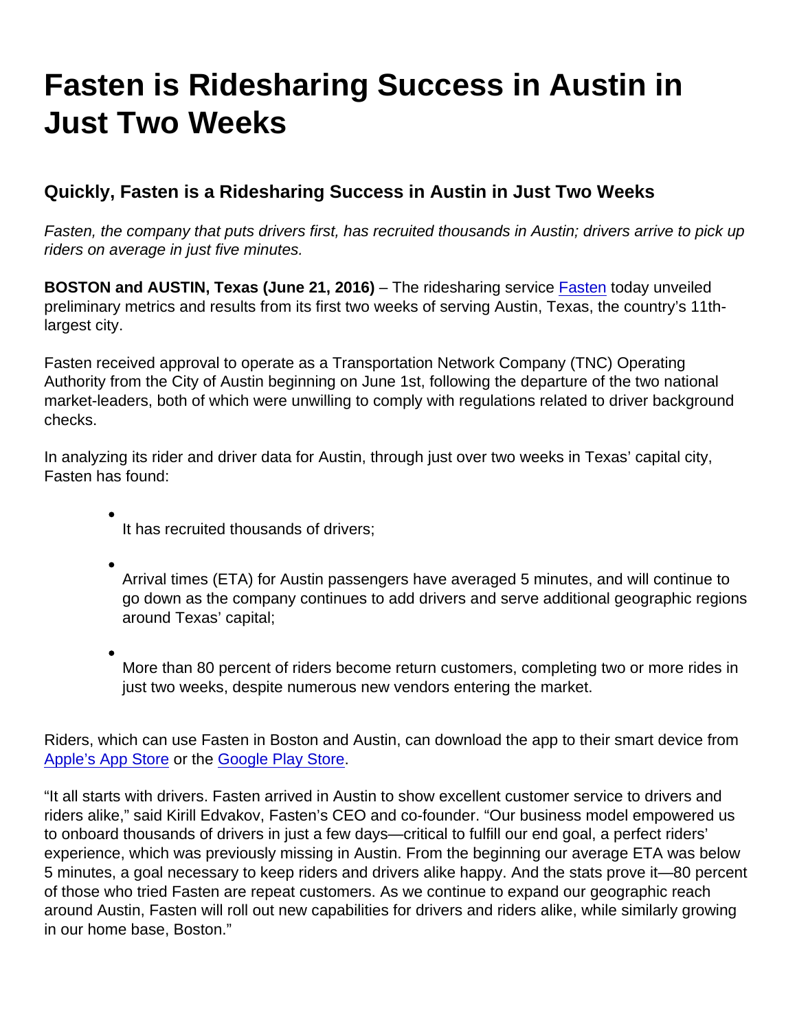# Fasten is Ridesharing Success in Austin in Just Two Weeks

## Quickly, Fasten is a Ridesharing Success in Austin in Just Two Weeks

*Fasten, the company that puts drivers first, has recruited thousands in Austin; drivers arrive to pick up riders on average in just five minutes.*

**BOSTON and AUSTIN, Texas (June 21, 2016)** – The ridesharing service Fasten today unveiled preliminary metrics and results from its first two weeks of serving Austin, Texas, the country's 11th-largest city.

Fasten received approval to operate as a Transportation Network Company (TNC) Operating Authority from the City of Austin beginning on June 1st, following the departure of the two national market-leaders, both of which were unwilling to comply with regulations related to driver background checks.

In analyzing its rider and driver data for Austin, through just over two weeks in Texas' capital city, Fasten has found:

- It has recruited thousands of drivers;
- Arrival times (ETA) for Austin passengers have averaged 5 minutes, and will continue to go down as the company continues to add drivers and serve additional geographic regions around Texas' capital;
- More than 80 percent of riders become return customers, completing two or more rides in just two weeks, despite numerous new vendors entering the market.

Riders, which can use Fasten in Boston and Austin, can download the app to their smart device from Apple's App Store or the Google Play Store.

"It all starts with drivers. Fasten arrived in Austin to show excellent customer service to drivers and riders alike," said Kirill Edvakov, Fasten's CEO and co-founder. "Our business model empowered us to onboard thousands of drivers in just a few days—critical to fulfill our end goal, a perfect riders' experience, which was previously missing in Austin. From the beginning our average ETA was below 5 minutes, a goal necessary to keep riders and drivers alike happy. And the stats prove it—80 percent of those who tried Fasten are repeat customers. As we continue to expand our geographic reach around Austin, Fasten will roll out new capabilities for drivers and riders alike, while similarly growing in our home base, Boston."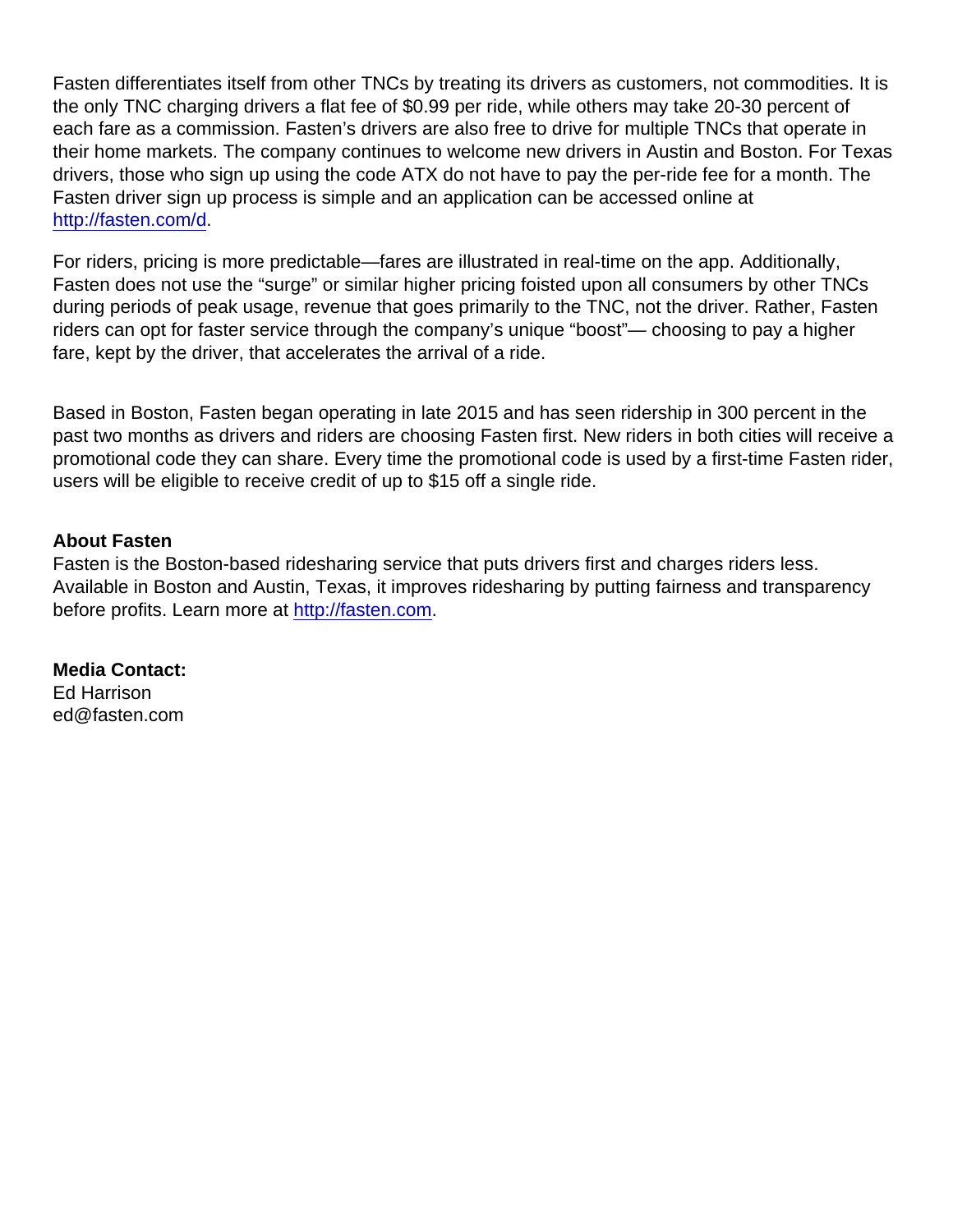Fasten differentiates itself from other TNCs by treating its drivers as customers, not commodities. It is the only TNC charging drivers a flat fee of $0.99 per ride, while others may take 20-30 percent of each fare as a commission. Fasten's drivers are also free to drive for multiple TNCs that operate in their home markets. The company continues to welcome new drivers in Austin and Boston. For Texas drivers, those who sign up using the code ATX do not have to pay the per-ride fee for a month. The Fasten driver sign up process is simple and an application can be accessed online at [http://fasten.com/d](http://fasten.com/d).

For riders, pricing is more predictable—fares are illustrated in real-time on the app. Additionally, Fasten does not use the "surge" or similar higher pricing foisted upon all consumers by other TNCs during periods of peak usage, revenue that goes primarily to the TNC, not the driver. Rather, Fasten riders can opt for faster service through the company's unique "boost"— choosing to pay a higher fare, kept by the driver, that accelerates the arrival of a ride.

Based in Boston, Fasten began operating in late 2015 and has seen ridership in 300 percent in the past two months as drivers and riders are choosing Fasten first. New riders in both cities will receive a promotional code they can share. Every time the promotional code is used by a first-time Fasten rider, users will be eligible to receive credit of up to $15 off a single ride.

**About Fasten**
Fasten is the Boston-based ridesharing service that puts drivers first and charges riders less. Available in Boston and Austin, Texas, it improves ridesharing by putting fairness and transparency before profits. Learn more at [http://fasten.com](http://fasten.com).

**Media Contact:**
Ed Harrison
ed@fasten.com